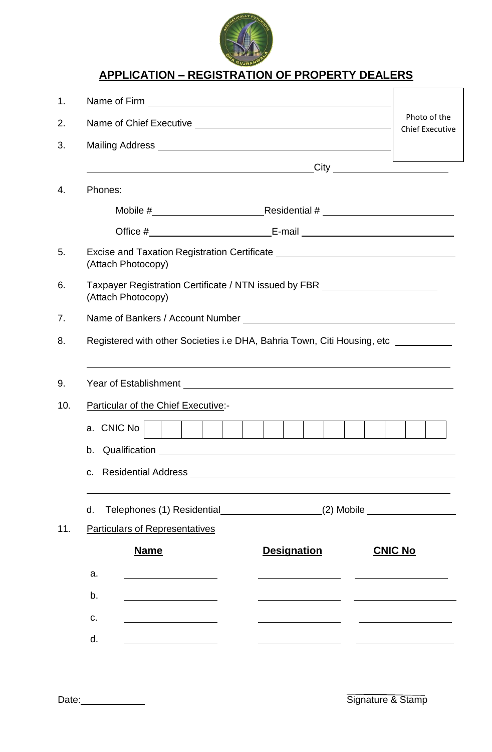## APPLICATION – REGISTRATION OF PROPERTY DEALERS

Photo of the Chief Executive

1. Name of Firm ______________________________
2. Name of Chief Executive ______________________________
3. Mailing Address ______________________________

   ______________________________ City ______________

4. Phones:

   Mobile # ______________ Residential # ______________

   Office # ______________ E-mail ______________

5. Excise and Taxation Registration Certificate ______________________________
   (Attach Photocopy)
6. Taxpayer Registration Certificate / NTN issued by FBR ______________
   (Attach Photocopy)
7. Name of Bankers / Account Number ______________________________
8. Registered with other Societies i.e DHA, Bahria Town, Citi Housing, etc ________

   ______________________________
9. Year of Establishment ______________________________
10. Particular of the Chief Executive:-

    a. CNIC No | | | | | | | | | | | | | | |

    b. Qualification ______________________________

    c. Residential Address ______________________________

    ______________________________

    d. Telephones (1) Residential ______________ (2) Mobile ______________

11. Particulars of Representatives

|  | **Name** | **Designation** | **CNIC No** |
|---|---|---|---|
| a. | | | |
| b. | | | |
| c. | | | |
| d. | | | |

Date: ____________

Signature & Stamp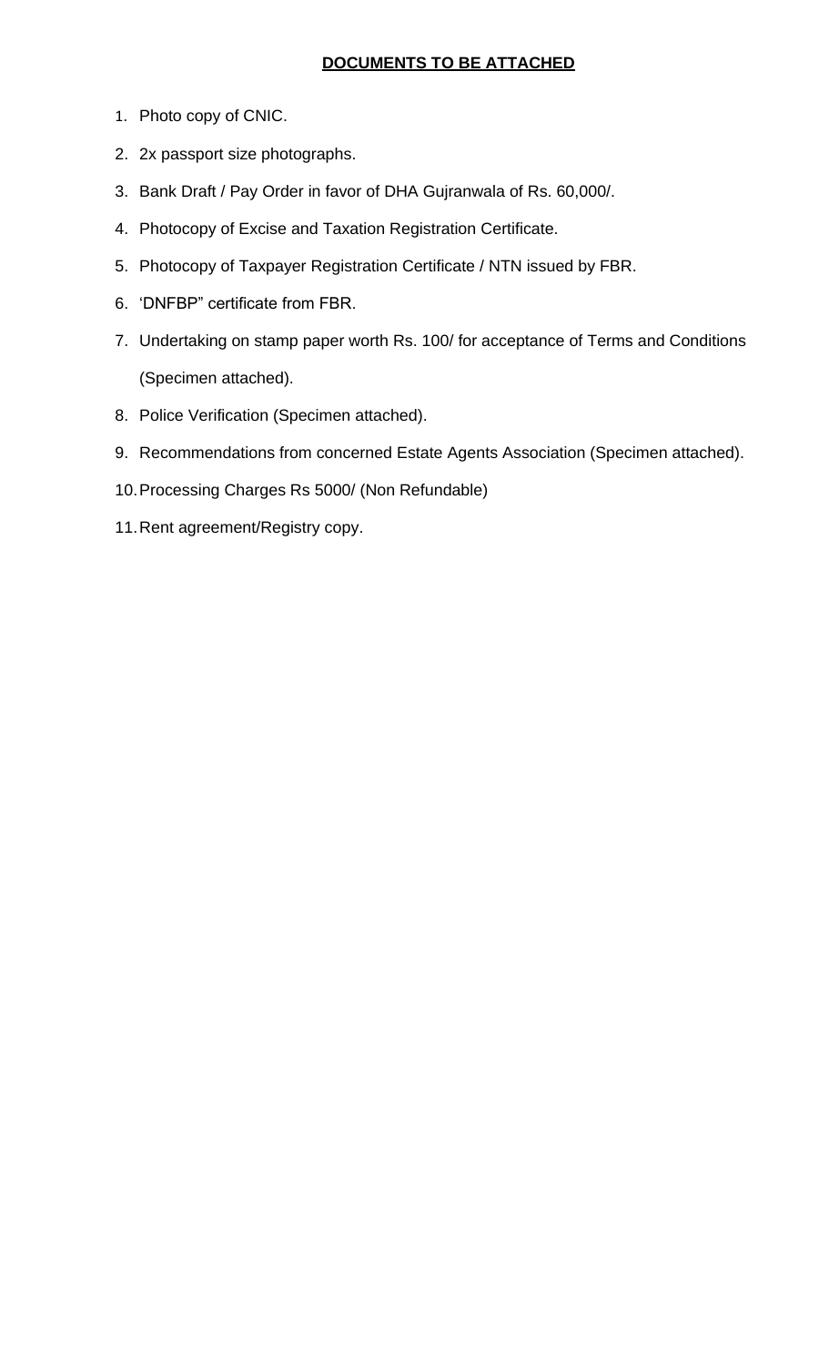## DOCUMENTS TO BE ATTACHED

1. Photo copy of CNIC.
2. 2x passport size photographs.
3. Bank Draft / Pay Order in favor of DHA Gujranwala of Rs. 60,000/.
4. Photocopy of Excise and Taxation Registration Certificate.
5. Photocopy of Taxpayer Registration Certificate / NTN issued by FBR.
6. 'DNFBP" certificate from FBR.
7. Undertaking on stamp paper worth Rs. 100/ for acceptance of Terms and Conditions (Specimen attached).
8. Police Verification (Specimen attached).
9. Recommendations from concerned Estate Agents Association (Specimen attached).
10. Processing Charges Rs 5000/ (Non Refundable)
11. Rent agreement/Registry copy.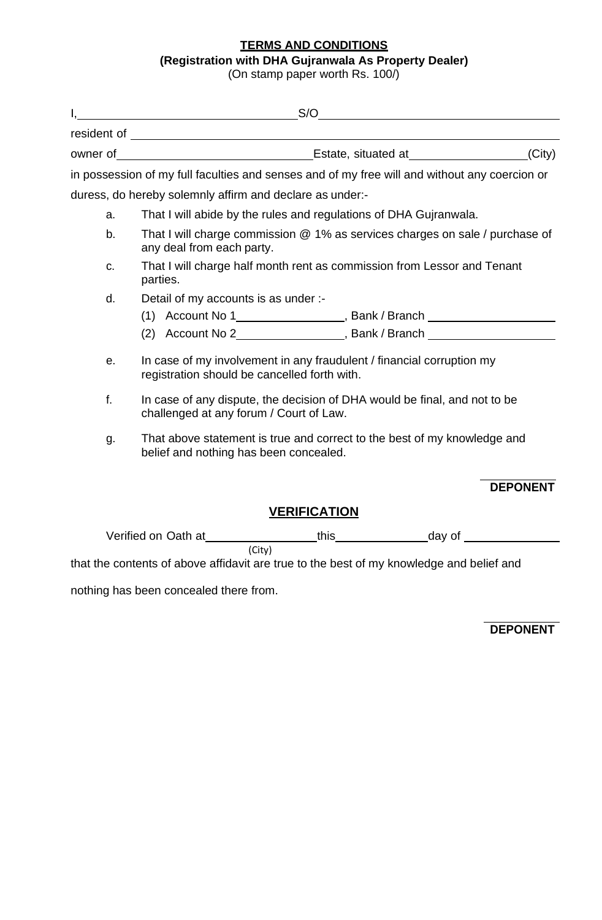**TERMS AND CONDITIONS**

**(Registration with DHA Gujranwala As Property Dealer)**

(On stamp paper worth Rs. 100/)

I,\_\_\_\_\_\_\_\_\_\_\_\_\_\_\_\_\_\_\_\_\_\_\_\_\_\_\_\_\_\_S/O\_\_\_\_\_\_\_\_\_\_\_\_\_\_\_\_\_\_\_\_\_\_\_\_\_\_\_\_\_\_\_\_\_\_

resident of \_\_\_\_\_\_\_\_\_\_\_\_\_\_\_\_\_\_\_\_\_\_\_\_\_\_\_\_\_\_\_\_\_\_\_\_\_\_\_\_\_\_\_\_\_\_\_\_\_\_\_\_\_\_\_\_\_\_

owner of\_\_\_\_\_\_\_\_\_\_\_\_\_\_\_\_\_\_\_\_\_\_\_\_\_\_Estate, situated at\_\_\_\_\_\_\_\_\_\_\_\_\_\_\_(City)

in possession of my full faculties and senses and of my free will and without any coercion or duress, do hereby solemnly affirm and declare as under:-

a. That I will abide by the rules and regulations of DHA Gujranwala.

b. That I will charge commission @ 1% as services charges on sale / purchase of any deal from each party.

c. That I will charge half month rent as commission from Lessor and Tenant parties.

d. Detail of my accounts is as under :-
   (1) Account No 1\_\_\_\_\_\_\_\_\_\_\_\_\_\_\_, Bank / Branch \_\_\_\_\_\_\_\_\_\_\_\_\_\_\_\_\_\_
   (2) Account No 2\_\_\_\_\_\_\_\_\_\_\_\_\_\_\_, Bank / Branch \_\_\_\_\_\_\_\_\_\_\_\_\_\_\_\_\_\_

e. In case of my involvement in any fraudulent / financial corruption my registration should be cancelled forth with.

f. In case of any dispute, the decision of DHA would be final, and not to be challenged at any forum / Court of Law.

g. That above statement is true and correct to the best of my knowledge and belief and nothing has been concealed.

**DEPONENT**

## VERIFICATION

Verified on Oath at\_\_\_\_\_\_\_\_\_\_\_\_\_\_\_this\_\_\_\_\_\_\_\_\_\_\_\_\_day of \_\_\_\_\_\_\_\_\_\_\_\_\_\_
(City)

that the contents of above affidavit are true to the best of my knowledge and belief and nothing has been concealed there from.

**DEPONENT**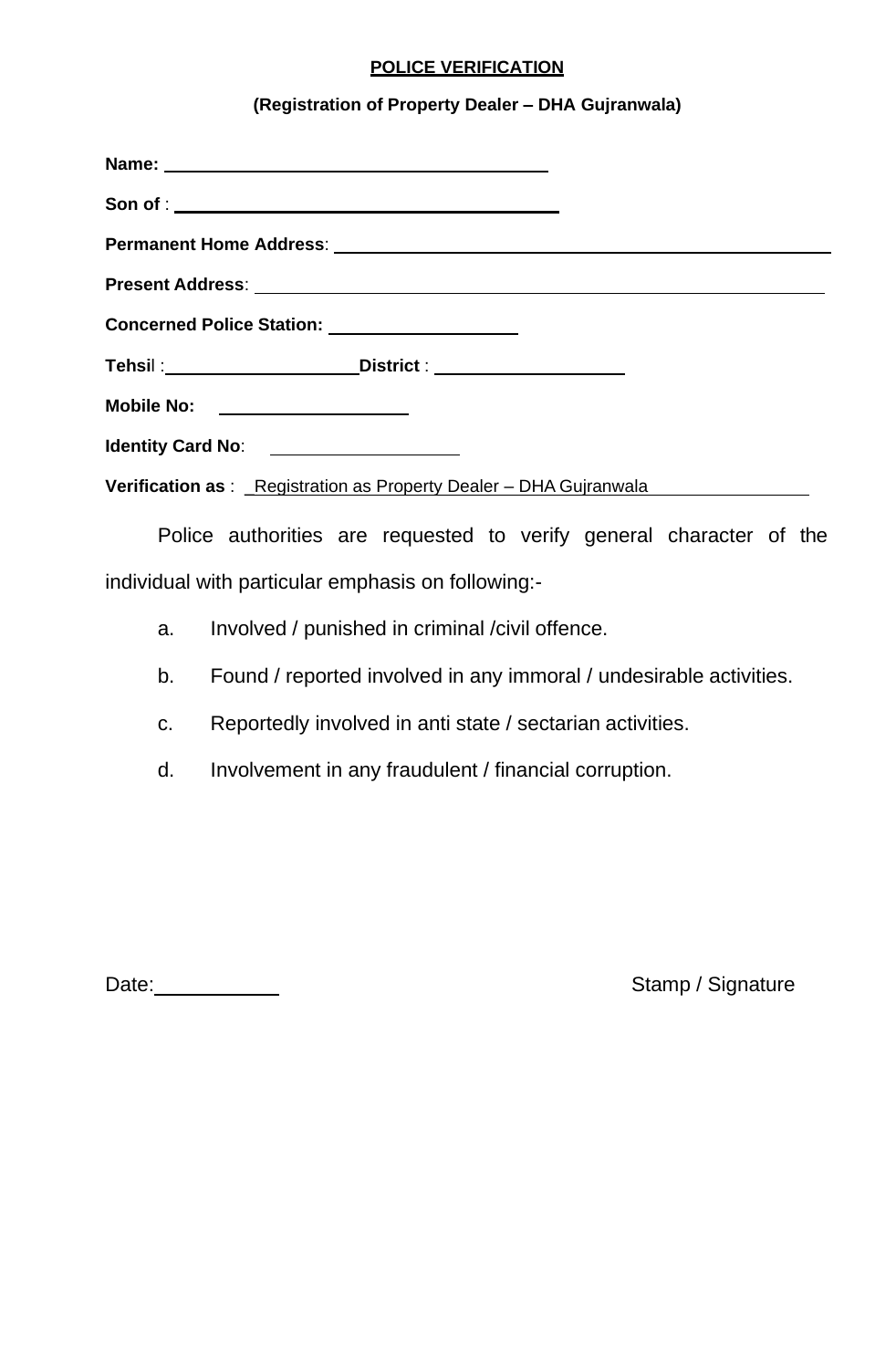## POLICE VERIFICATION

**(Registration of Property Dealer – DHA Gujranwala)**

**Name:** ________________________________________

**Son of** : ________________________________________

**Permanent Home Address**: ________________________________________________

**Present Address**: ________________________________________________________

**Concerned Police Station:** ____________________

**Tehsil** :____________________ **District** : ____________________

**Mobile No:** ____________________

**Identity Card No**: ____________________

**Verification as** : Registration as Property Dealer – DHA Gujranwala

Police authorities are requested to verify general character of the individual with particular emphasis on following:-

a. Involved / punished in criminal /civil offence.

b. Found / reported involved in any immoral / undesirable activities.

c. Reportedly involved in anti state / sectarian activities.

d. Involvement in any fraudulent / financial corruption.

Date:____________ Stamp / Signature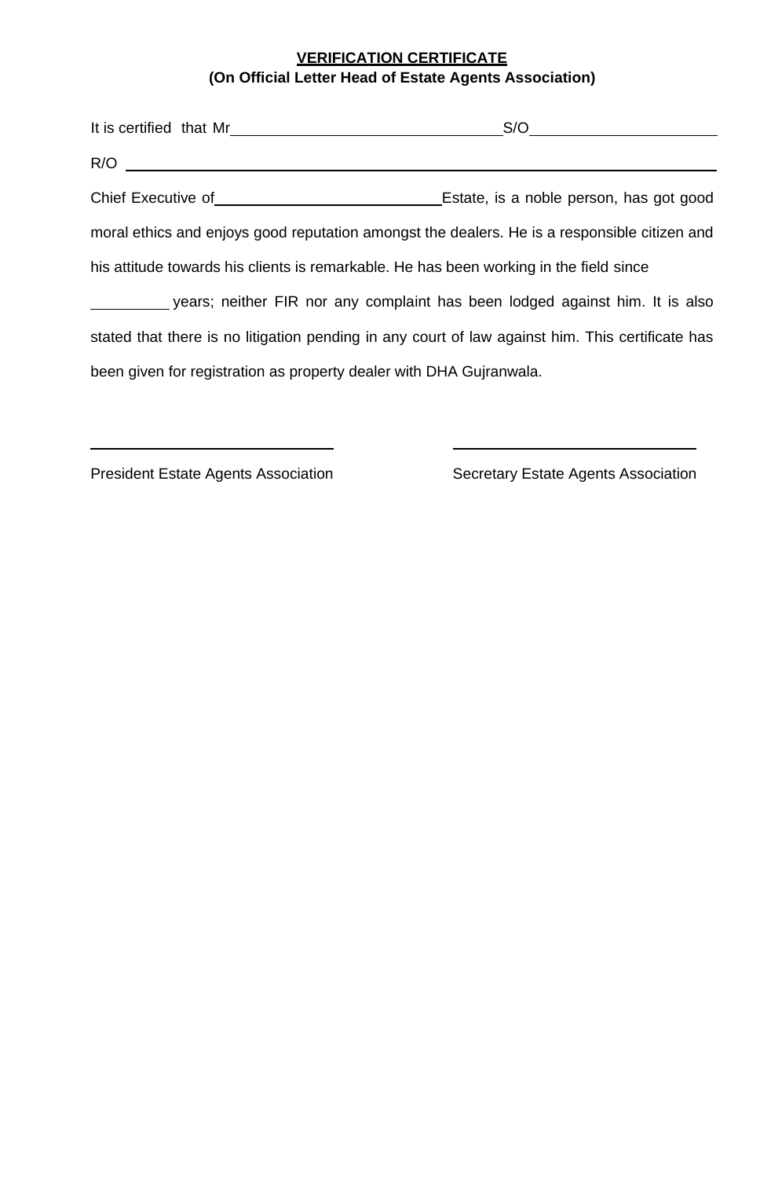**<u>VERIFICATION CERTIFICATE</u>**
**(On Official Letter Head of Estate Agents Association)**

It is certified that Mr________________________________S/O______________________

R/O ___________________________________________________________________________

Chief Executive of____________________________Estate, is a noble person, has got good moral ethics and enjoys good reputation amongst the dealers. He is a responsible citizen and his attitude towards his clients is remarkable. He has been working in the field since _________ years; neither FIR nor any complaint has been lodged against him. It is also stated that there is no litigation pending in any court of law against him. This certificate has been given for registration as property dealer with DHA Gujranwala.

_____________________________

President Estate Agents Association

_____________________________

Secretary Estate Agents Association